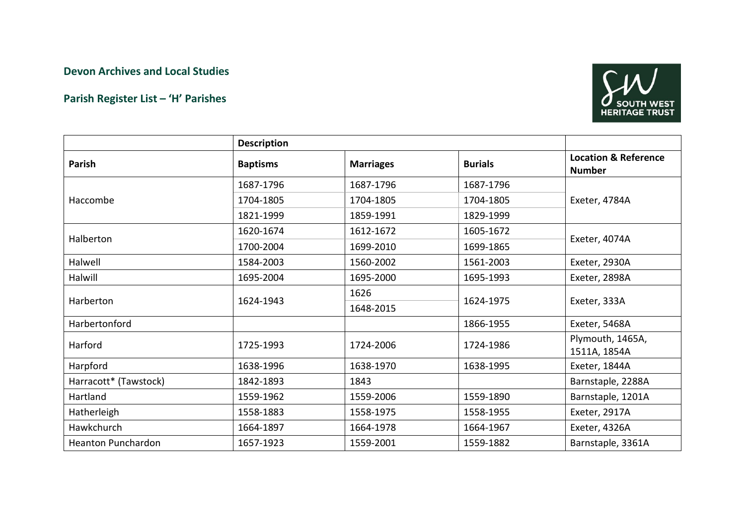**Devon Archives and Local Studies**

**Parish Register List – 'H' Parishes**

| | Description | | | |
|---|---|---|---|---|
| **Parish** | **Baptisms** | **Marriages** | **Burials** | **Location & Reference Number** |
| Haccombe | 1687-1796 | 1687-1796 | 1687-1796 | Exeter, 4784A |
| | 1704-1805 | 1704-1805 | 1704-1805 | |
| | 1821-1999 | 1859-1991 | 1829-1999 | |
| Halberton | 1620-1674 | 1612-1672 | 1605-1672 | Exeter, 4074A |
| | 1700-2004 | 1699-2010 | 1699-1865 | |
| Halwell | 1584-2003 | 1560-2002 | 1561-2003 | Exeter, 2930A |
| Halwill | 1695-2004 | 1695-2000 | 1695-1993 | Exeter, 2898A |
| Harberton | 1624-1943 | 1626 | 1624-1975 | Exeter, 333A |
| | | 1648-2015 | | |
| Harbertonford | | | 1866-1955 | Exeter, 5468A |
| Harford | 1725-1993 | 1724-2006 | 1724-1986 | Plymouth, 1465A, 1511A, 1854A |
| Harpford | 1638-1996 | 1638-1970 | 1638-1995 | Exeter, 1844A |
| Harracott* (Tawstock) | 1842-1893 | 1843 | | Barnstaple, 2288A |
| Hartland | 1559-1962 | 1559-2006 | 1559-1890 | Barnstaple, 1201A |
| Hatherleigh | 1558-1883 | 1558-1975 | 1558-1955 | Exeter, 2917A |
| Hawkchurch | 1664-1897 | 1664-1978 | 1664-1967 | Exeter, 4326A |
| Heanton Punchardon | 1657-1923 | 1559-2001 | 1559-1882 | Barnstaple, 3361A |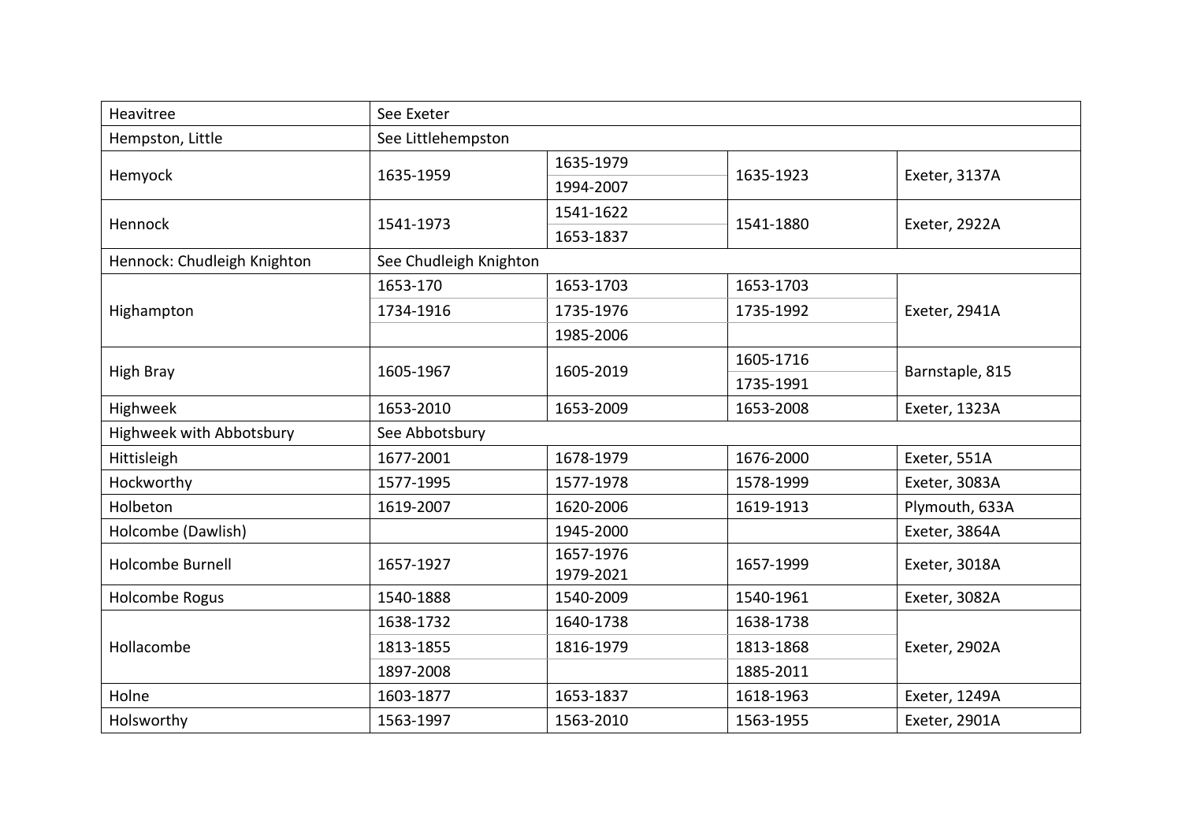| | | | | |
|---|---|---|---|---|
| Heavitree | See Exeter | | | |
| Hempston, Little | See Littlehempston | | | |
| Hemyock | 1635-1959 | 1635-1979<br>1994-2007 | 1635-1923 | Exeter, 3137A |
| Hennock | 1541-1973 | 1541-1622<br>1653-1837 | 1541-1880 | Exeter, 2922A |
| Hennock: Chudleigh Knighton | See Chudleigh Knighton | | | |
| Highampton | 1653-170<br>1734-1916 | 1653-1703<br>1735-1976<br>1985-2006 | 1653-1703<br>1735-1992 | Exeter, 2941A |
| High Bray | 1605-1967 | 1605-2019 | 1605-1716<br>1735-1991 | Barnstaple, 815 |
| Highweek | 1653-2010 | 1653-2009 | 1653-2008 | Exeter, 1323A |
| Highweek with Abbotsbury | See Abbotsbury | | | |
| Hittisleigh | 1677-2001 | 1678-1979 | 1676-2000 | Exeter, 551A |
| Hockworthy | 1577-1995 | 1577-1978 | 1578-1999 | Exeter, 3083A |
| Holbeton | 1619-2007 | 1620-2006 | 1619-1913 | Plymouth, 633A |
| Holcombe (Dawlish) | | 1945-2000 | | Exeter, 3864A |
| Holcombe Burnell | 1657-1927 | 1657-1976<br>1979-2021 | 1657-1999 | Exeter, 3018A |
| Holcombe Rogus | 1540-1888 | 1540-2009 | 1540-1961 | Exeter, 3082A |
| Hollacombe | 1638-1732<br>1813-1855<br>1897-2008 | 1640-1738<br>1816-1979 | 1638-1738<br>1813-1868<br>1885-2011 | Exeter, 2902A |
| Holne | 1603-1877 | 1653-1837 | 1618-1963 | Exeter, 1249A |
| Holsworthy | 1563-1997 | 1563-2010 | 1563-1955 | Exeter, 2901A |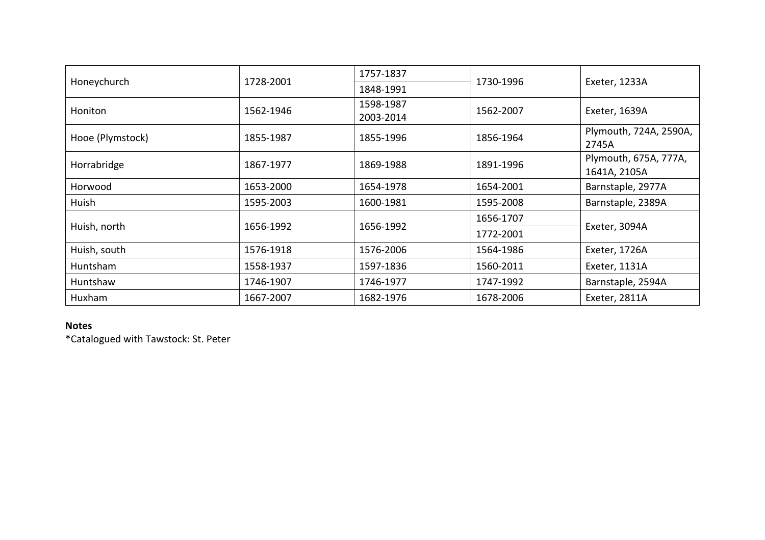| | | | | |
|---|---|---|---|---|
| Honeychurch | 1728-2001 | 1757-1837<br>1848-1991 | 1730-1996 | Exeter, 1233A |
| Honiton | 1562-1946 | 1598-1987<br>2003-2014 | 1562-2007 | Exeter, 1639A |
| Hooe (Plymstock) | 1855-1987 | 1855-1996 | 1856-1964 | Plymouth, 724A, 2590A, 2745A |
| Horrabridge | 1867-1977 | 1869-1988 | 1891-1996 | Plymouth, 675A, 777A, 1641A, 2105A |
| Horwood | 1653-2000 | 1654-1978 | 1654-2001 | Barnstaple, 2977A |
| Huish | 1595-2003 | 1600-1981 | 1595-2008 | Barnstaple, 2389A |
| Huish, north | 1656-1992 | 1656-1992 | 1656-1707<br>1772-2001 | Exeter, 3094A |
| Huish, south | 1576-1918 | 1576-2006 | 1564-1986 | Exeter, 1726A |
| Huntsham | 1558-1937 | 1597-1836 | 1560-2011 | Exeter, 1131A |
| Huntshaw | 1746-1907 | 1746-1977 | 1747-1992 | Barnstaple, 2594A |
| Huxham | 1667-2007 | 1682-1976 | 1678-2006 | Exeter, 2811A |

**Notes**

*Catalogued with Tawstock: St. Peter